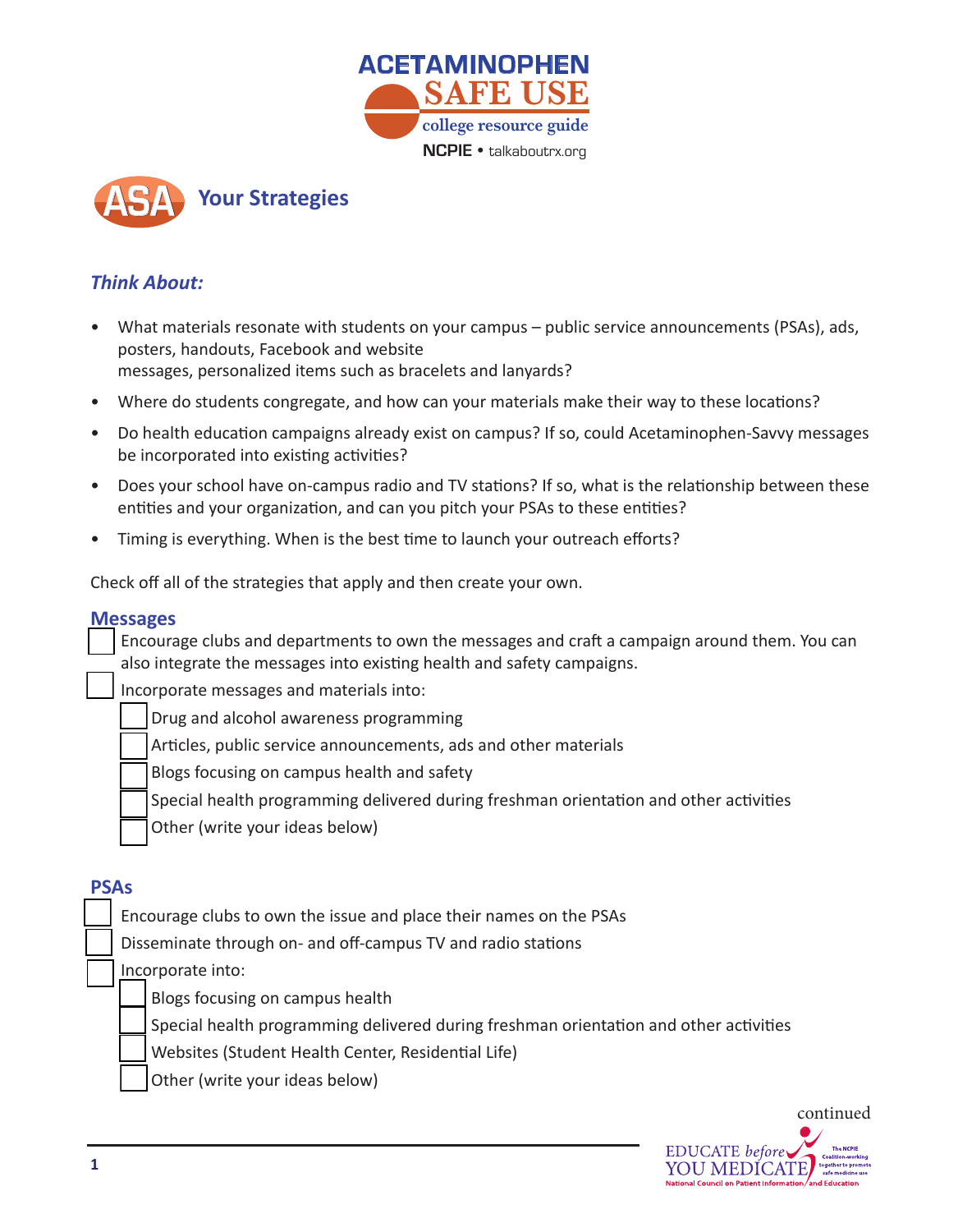# ACETAMINOPHEN SAFE USE

college resource guide

NCPIE • talkaboutrx.org

## Your Strategies

### *Think About:*

- What materials resonate with students on your campus – public service announcements (PSAs), ads, posters, handouts, Facebook and website messages, personalized items such as bracelets and lanyards?
- Where do students congregate, and how can your materials make their way to these locations?
- Do health education campaigns already exist on campus? If so, could Acetaminophen-Savvy messages be incorporated into existing activities?
- Does your school have on-campus radio and TV stations? If so, what is the relationship between these entities and your organization, and can you pitch your PSAs to these entities?
- Timing is everything. When is the best time to launch your outreach efforts?

Check off all of the strategies that apply and then create your own.

### Messages

- [ ] Encourage clubs and departments to own the messages and craft a campaign around them. You can also integrate the messages into existing health and safety campaigns.
- [ ] Incorporate messages and materials into:
  - [ ] Drug and alcohol awareness programming
  - [ ] Articles, public service announcements, ads and other materials
  - [ ] Blogs focusing on campus health and safety
  - [ ] Special health programming delivered during freshman orientation and other activities
  - [ ] Other (write your ideas below)

### PSAs

- [ ] Encourage clubs to own the issue and place their names on the PSAs
- [ ] Disseminate through on- and off-campus TV and radio stations
- [ ] Incorporate into:
  - [ ] Blogs focusing on campus health
  - [ ] Special health programming delivered during freshman orientation and other activities
  - [ ] Websites (Student Health Center, Residential Life)
  - [ ] Other (write your ideas below)

continued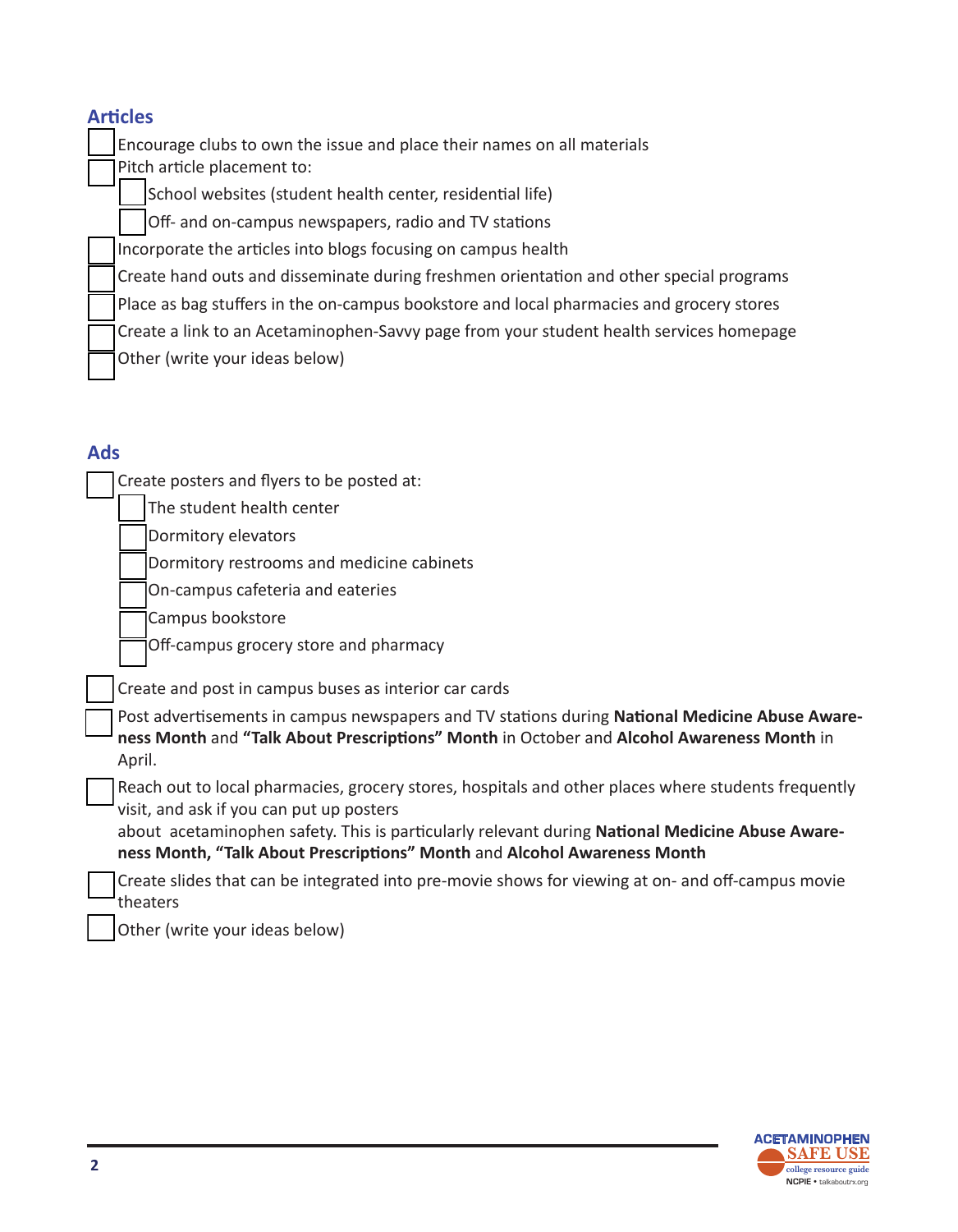## Articles

- [ ] Encourage clubs to own the issue and place their names on all materials
- [ ] Pitch article placement to:
  - [ ] School websites (student health center, residential life)
  - [ ] Off- and on-campus newspapers, radio and TV stations
- [ ] Incorporate the articles into blogs focusing on campus health
- [ ] Create hand outs and disseminate during freshmen orientation and other special programs
- [ ] Place as bag stuffers in the on-campus bookstore and local pharmacies and grocery stores
- [ ] Create a link to an Acetaminophen-Savvy page from your student health services homepage
- [ ] Other (write your ideas below)

## Ads

- [ ] Create posters and flyers to be posted at:
  - [ ] The student health center
  - [ ] Dormitory elevators
  - [ ] Dormitory restrooms and medicine cabinets
  - [ ] On-campus cafeteria and eateries
  - [ ] Campus bookstore
  - [ ] Off-campus grocery store and pharmacy
- [ ] Create and post in campus buses as interior car cards
- [ ] Post advertisements in campus newspapers and TV stations during **National Medicine Abuse Awareness Month** and **"Talk About Prescriptions" Month** in October and **Alcohol Awareness Month** in April.
- [ ] Reach out to local pharmacies, grocery stores, hospitals and other places where students frequently visit, and ask if you can put up posters about acetaminophen safety. This is particularly relevant during **National Medicine Abuse Awareness Month, "Talk About Prescriptions" Month** and **Alcohol Awareness Month**
- [ ] Create slides that can be integrated into pre-movie shows for viewing at on- and off-campus movie theaters
- [ ] Other (write your ideas below)